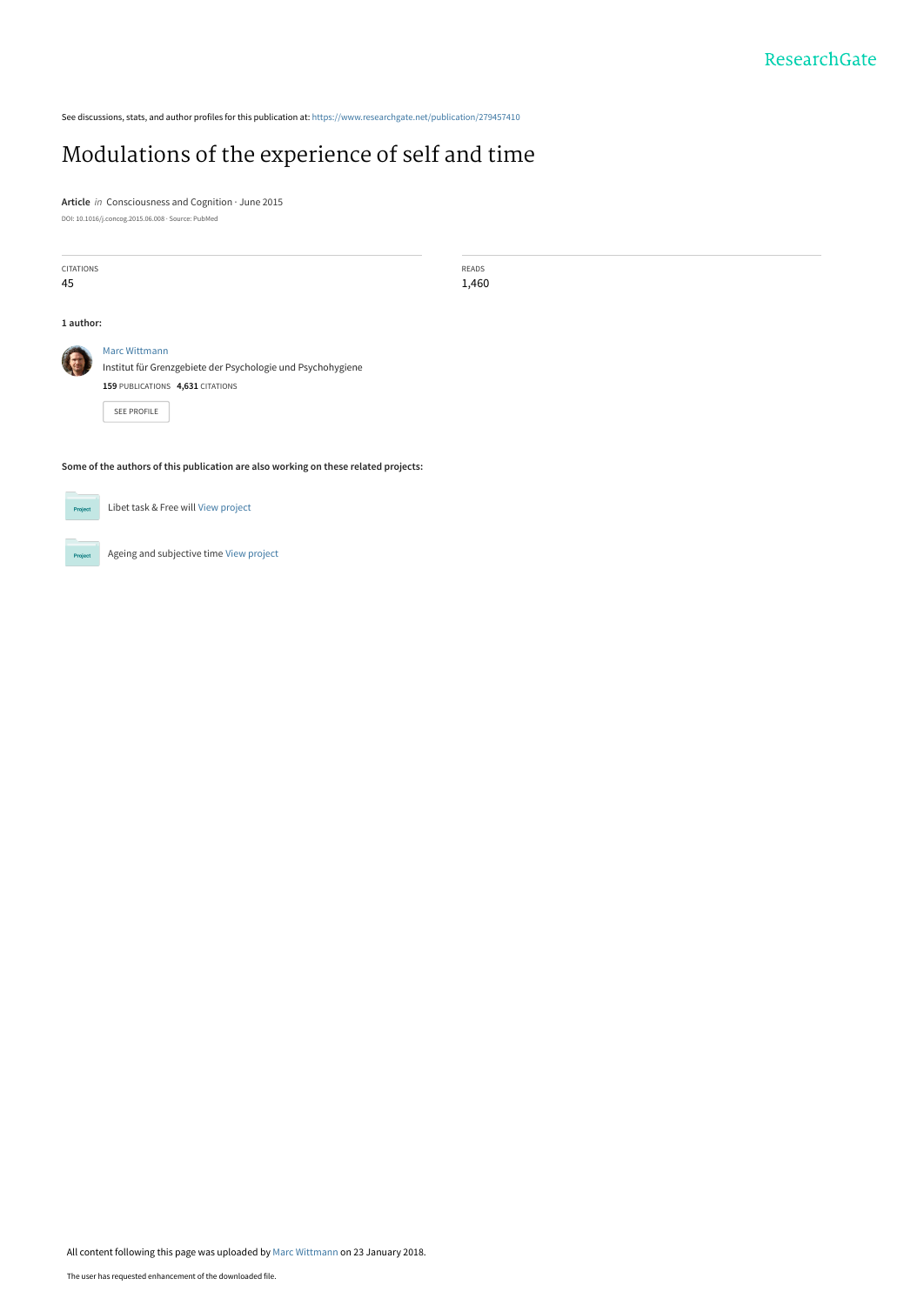See discussions, stats, and author profiles for this publication at: https://www.researchgate.net/publication/279457410

# Modulations of the experience of self and time

**Article** *in* Consciousness and Cognition · June 2015

DOI: 10.1016/j.concog.2015.06.008 · Source: PubMed

| CITATIONS | READS |
|---|---|
| 45 | 1,460 |

**1 author:**

Marc Wittmann
Institut für Grenzgebiete der Psychologie und Psychohygiene
**159** PUBLICATIONS **4,631** CITATIONS

SEE PROFILE

**Some of the authors of this publication are also working on these related projects:**

Project: Libet task & Free will View project

Project: Ageing and subjective time View project

All content following this page was uploaded by Marc Wittmann on 23 January 2018.

The user has requested enhancement of the downloaded file.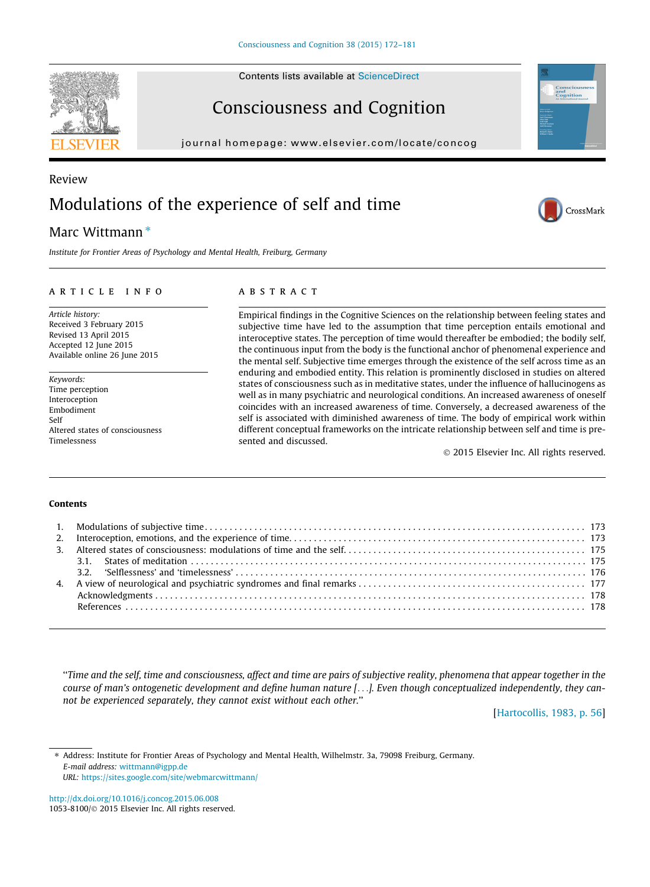Review

# Modulations of the experience of self and time

Marc Wittmann *

*Institute for Frontier Areas of Psychology and Mental Health, Freiburg, Germany*

## ARTICLE INFO

*Article history:*
Received 3 February 2015
Revised 13 April 2015
Accepted 12 June 2015
Available online 26 June 2015

*Keywords:*
Time perception
Interoception
Embodiment
Self
Altered states of consciousness
Timelessness

## ABSTRACT

Empirical findings in the Cognitive Sciences on the relationship between feeling states and subjective time have led to the assumption that time perception entails emotional and interoceptive states. The perception of time would thereafter be embodied; the bodily self, the continuous input from the body is the functional anchor of phenomenal experience and the mental self. Subjective time emerges through the existence of the self across time as an enduring and embodied entity. This relation is prominently disclosed in studies on altered states of consciousness such as in meditative states, under the influence of hallucinogens as well as in many psychiatric and neurological conditions. An increased awareness of oneself coincides with an increased awareness of time. Conversely, a decreased awareness of the self is associated with diminished awareness of time. The body of empirical work within different conceptual frameworks on the intricate relationship between self and time is presented and discussed.

© 2015 Elsevier Inc. All rights reserved.

## Contents

1. Modulations of subjective time . . . . . 173
2. Interoception, emotions, and the experience of time . . . . . 173
3. Altered states of consciousness: modulations of time and the self . . . . . 175
   - 3.1. States of meditation . . . . . 175
   - 3.2. 'Selflessness' and 'timelessness' . . . . . 176
4. A view of neurological and psychiatric syndromes and final remarks . . . . . 177
   - Acknowledgments . . . . . 178
   - References . . . . . 178

> "*Time and the self, time and consciousness, affect and time are pairs of subjective reality, phenomena that appear together in the course of man's ontogenetic development and define human nature [. . .]. Even though conceptualized independently, they cannot be experienced separately, they cannot exist without each other.*"
>
> [Hartocollis, 1983, p. 56]

* Address: Institute for Frontier Areas of Psychology and Mental Health, Wilhelmstr. 3a, 79098 Freiburg, Germany.
*E-mail address:* wittmann@igpp.de
*URL:* https://sites.google.com/site/webmarcwittmann/

http://dx.doi.org/10.1016/j.concog.2015.06.008
1053-8100/© 2015 Elsevier Inc. All rights reserved.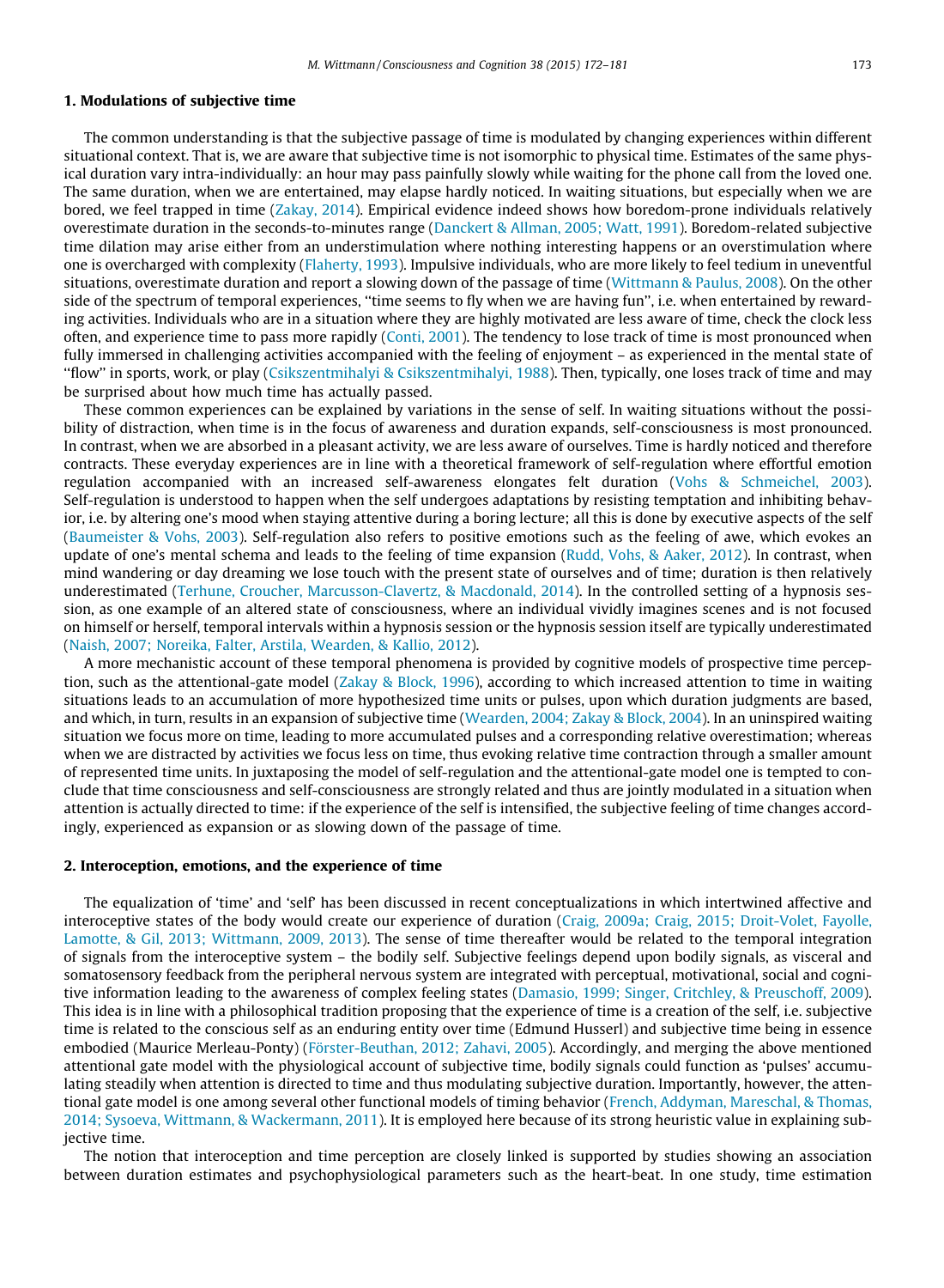## 1. Modulations of subjective time

The common understanding is that the subjective passage of time is modulated by changing experiences within different situational context. That is, we are aware that subjective time is not isomorphic to physical time. Estimates of the same physical duration vary intra-individually: an hour may pass painfully slowly while waiting for the phone call from the loved one. The same duration, when we are entertained, may elapse hardly noticed. In waiting situations, but especially when we are bored, we feel trapped in time (Zakay, 2014). Empirical evidence indeed shows how boredom-prone individuals relatively overestimate duration in the seconds-to-minutes range (Danckert & Allman, 2005; Watt, 1991). Boredom-related subjective time dilation may arise either from an understimulation where nothing interesting happens or an overstimulation where one is overcharged with complexity (Flaherty, 1993). Impulsive individuals, who are more likely to feel tedium in uneventful situations, overestimate duration and report a slowing down of the passage of time (Wittmann & Paulus, 2008). On the other side of the spectrum of temporal experiences, ''time seems to fly when we are having fun'', i.e. when entertained by rewarding activities. Individuals who are in a situation where they are highly motivated are less aware of time, check the clock less often, and experience time to pass more rapidly (Conti, 2001). The tendency to lose track of time is most pronounced when fully immersed in challenging activities accompanied with the feeling of enjoyment – as experienced in the mental state of ''flow'' in sports, work, or play (Csikszentmihalyi & Csikszentmihalyi, 1988). Then, typically, one loses track of time and may be surprised about how much time has actually passed.

These common experiences can be explained by variations in the sense of self. In waiting situations without the possibility of distraction, when time is in the focus of awareness and duration expands, self-consciousness is most pronounced. In contrast, when we are absorbed in a pleasant activity, we are less aware of ourselves. Time is hardly noticed and therefore contracts. These everyday experiences are in line with a theoretical framework of self-regulation where effortful emotion regulation accompanied with an increased self-awareness elongates felt duration (Vohs & Schmeichel, 2003). Self-regulation is understood to happen when the self undergoes adaptations by resisting temptation and inhibiting behavior, i.e. by altering one's mood when staying attentive during a boring lecture; all this is done by executive aspects of the self (Baumeister & Vohs, 2003). Self-regulation also refers to positive emotions such as the feeling of awe, which evokes an update of one's mental schema and leads to the feeling of time expansion (Rudd, Vohs, & Aaker, 2012). In contrast, when mind wandering or day dreaming we lose touch with the present state of ourselves and of time; duration is then relatively underestimated (Terhune, Croucher, Marcusson-Clavertz, & Macdonald, 2014). In the controlled setting of a hypnosis session, as one example of an altered state of consciousness, where an individual vividly imagines scenes and is not focused on himself or herself, temporal intervals within a hypnosis session or the hypnosis session itself are typically underestimated (Naish, 2007; Noreika, Falter, Arstila, Wearden, & Kallio, 2012).

A more mechanistic account of these temporal phenomena is provided by cognitive models of prospective time perception, such as the attentional-gate model (Zakay & Block, 1996), according to which increased attention to time in waiting situations leads to an accumulation of more hypothesized time units or pulses, upon which duration judgments are based, and which, in turn, results in an expansion of subjective time (Wearden, 2004; Zakay & Block, 2004). In an uninspired waiting situation we focus more on time, leading to more accumulated pulses and a corresponding relative overestimation; whereas when we are distracted by activities we focus less on time, thus evoking relative time contraction through a smaller amount of represented time units. In juxtaposing the model of self-regulation and the attentional-gate model one is tempted to conclude that time consciousness and self-consciousness are strongly related and thus are jointly modulated in a situation when attention is actually directed to time: if the experience of the self is intensified, the subjective feeling of time changes accordingly, experienced as expansion or as slowing down of the passage of time.

## 2. Interoception, emotions, and the experience of time

The equalization of 'time' and 'self' has been discussed in recent conceptualizations in which intertwined affective and interoceptive states of the body would create our experience of duration (Craig, 2009a; Craig, 2015; Droit-Volet, Fayolle, Lamotte, & Gil, 2013; Wittmann, 2009, 2013). The sense of time thereafter would be related to the temporal integration of signals from the interoceptive system – the bodily self. Subjective feelings depend upon bodily signals, as visceral and somatosensory feedback from the peripheral nervous system are integrated with perceptual, motivational, social and cognitive information leading to the awareness of complex feeling states (Damasio, 1999; Singer, Critchley, & Preuschoff, 2009). This idea is in line with a philosophical tradition proposing that the experience of time is a creation of the self, i.e. subjective time is related to the conscious self as an enduring entity over time (Edmund Husserl) and subjective time being in essence embodied (Maurice Merleau-Ponty) (Förster-Beuthan, 2012; Zahavi, 2005). Accordingly, and merging the above mentioned attentional gate model with the physiological account of subjective time, bodily signals could function as 'pulses' accumulating steadily when attention is directed to time and thus modulating subjective duration. Importantly, however, the attentional gate model is one among several other functional models of timing behavior (French, Addyman, Mareschal, & Thomas, 2014; Sysoeva, Wittmann, & Wackermann, 2011). It is employed here because of its strong heuristic value in explaining subjective time.

The notion that interoception and time perception are closely linked is supported by studies showing an association between duration estimates and psychophysiological parameters such as the heart-beat. In one study, time estimation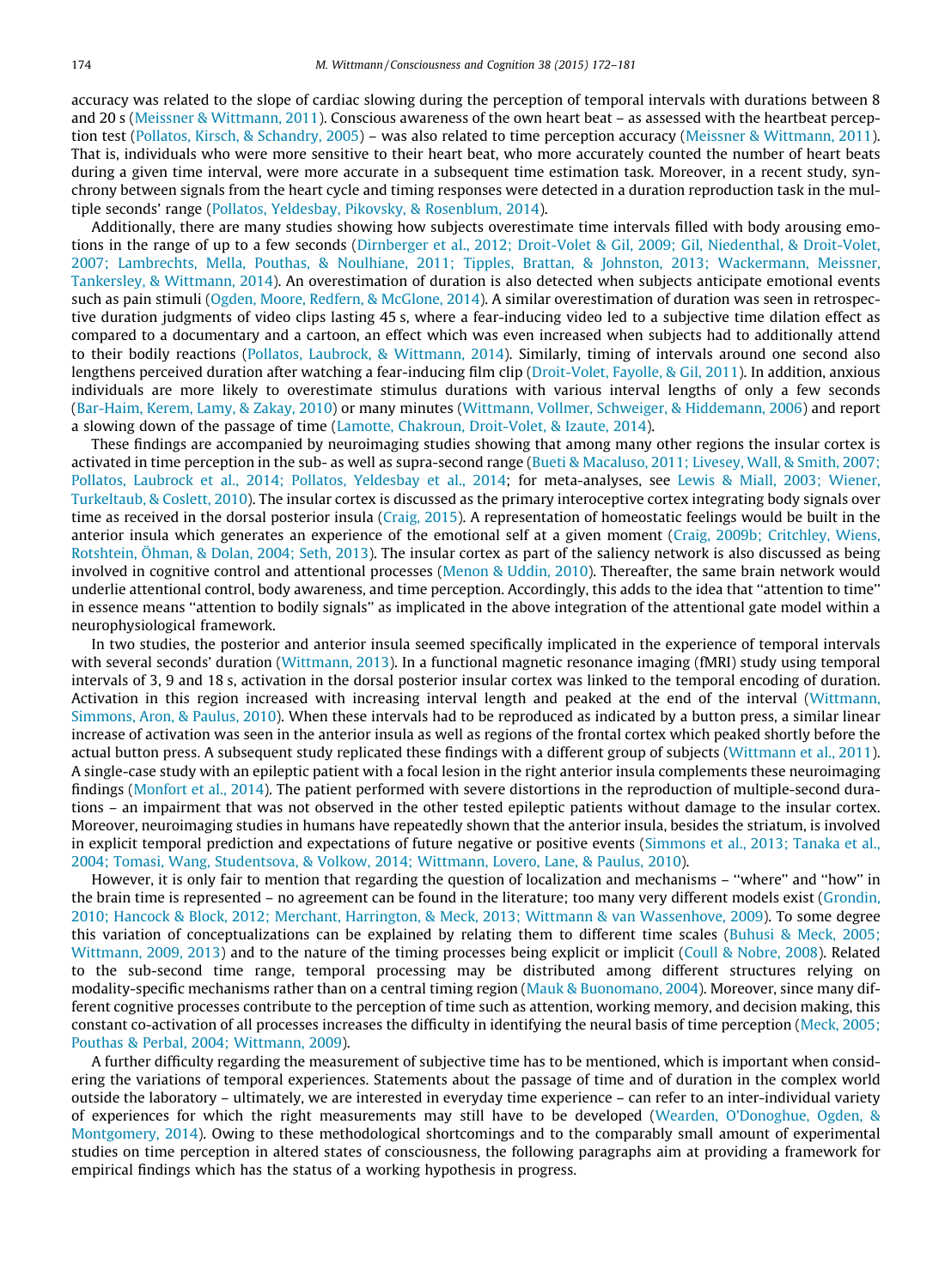accuracy was related to the slope of cardiac slowing during the perception of temporal intervals with durations between 8 and 20 s (Meissner & Wittmann, 2011). Conscious awareness of the own heart beat – as assessed with the heartbeat perception test (Pollatos, Kirsch, & Schandry, 2005) – was also related to time perception accuracy (Meissner & Wittmann, 2011). That is, individuals who were more sensitive to their heart beat, who more accurately counted the number of heart beats during a given time interval, were more accurate in a subsequent time estimation task. Moreover, in a recent study, synchrony between signals from the heart cycle and timing responses were detected in a duration reproduction task in the multiple seconds' range (Pollatos, Yeldesbay, Pikovsky, & Rosenblum, 2014).

Additionally, there are many studies showing how subjects overestimate time intervals filled with body arousing emotions in the range of up to a few seconds (Dirnberger et al., 2012; Droit-Volet & Gil, 2009; Gil, Niedenthal, & Droit-Volet, 2007; Lambrechts, Mella, Pouthas, & Noulhiane, 2011; Tipples, Brattan, & Johnston, 2013; Wackermann, Meissner, Tankersley, & Wittmann, 2014). An overestimation of duration is also detected when subjects anticipate emotional events such as pain stimuli (Ogden, Moore, Redfern, & McGlone, 2014). A similar overestimation of duration was seen in retrospective duration judgments of video clips lasting 45 s, where a fear-inducing video led to a subjective time dilation effect as compared to a documentary and a cartoon, an effect which was even increased when subjects had to additionally attend to their bodily reactions (Pollatos, Laubrock, & Wittmann, 2014). Similarly, timing of intervals around one second also lengthens perceived duration after watching a fear-inducing film clip (Droit-Volet, Fayolle, & Gil, 2011). In addition, anxious individuals are more likely to overestimate stimulus durations with various interval lengths of only a few seconds (Bar-Haim, Kerem, Lamy, & Zakay, 2010) or many minutes (Wittmann, Vollmer, Schweiger, & Hiddemann, 2006) and report a slowing down of the passage of time (Lamotte, Chakroun, Droit-Volet, & Izaute, 2014).

These findings are accompanied by neuroimaging studies showing that among many other regions the insular cortex is activated in time perception in the sub- as well as supra-second range (Bueti & Macaluso, 2011; Livesey, Wall, & Smith, 2007; Pollatos, Laubrock et al., 2014; Pollatos, Yeldesbay et al., 2014; for meta-analyses, see Lewis & Miall, 2003; Wiener, Turkeltaub, & Coslett, 2010). The insular cortex is discussed as the primary interoceptive cortex integrating body signals over time as received in the dorsal posterior insula (Craig, 2015). A representation of homeostatic feelings would be built in the anterior insula which generates an experience of the emotional self at a given moment (Craig, 2009b; Critchley, Wiens, Rotshtein, Öhman, & Dolan, 2004; Seth, 2013). The insular cortex as part of the saliency network is also discussed as being involved in cognitive control and attentional processes (Menon & Uddin, 2010). Thereafter, the same brain network would underlie attentional control, body awareness, and time perception. Accordingly, this adds to the idea that "attention to time" in essence means "attention to bodily signals" as implicated in the above integration of the attentional gate model within a neurophysiological framework.

In two studies, the posterior and anterior insula seemed specifically implicated in the experience of temporal intervals with several seconds' duration (Wittmann, 2013). In a functional magnetic resonance imaging (fMRI) study using temporal intervals of 3, 9 and 18 s, activation in the dorsal posterior insular cortex was linked to the temporal encoding of duration. Activation in this region increased with increasing interval length and peaked at the end of the interval (Wittmann, Simmons, Aron, & Paulus, 2010). When these intervals had to be reproduced as indicated by a button press, a similar linear increase of activation was seen in the anterior insula as well as regions of the frontal cortex which peaked shortly before the actual button press. A subsequent study replicated these findings with a different group of subjects (Wittmann et al., 2011). A single-case study with an epileptic patient with a focal lesion in the right anterior insula complements these neuroimaging findings (Monfort et al., 2014). The patient performed with severe distortions in the reproduction of multiple-second durations – an impairment that was not observed in the other tested epileptic patients without damage to the insular cortex. Moreover, neuroimaging studies in humans have repeatedly shown that the anterior insula, besides the striatum, is involved in explicit temporal prediction and expectations of future negative or positive events (Simmons et al., 2013; Tanaka et al., 2004; Tomasi, Wang, Studentsova, & Volkow, 2014; Wittmann, Lovero, Lane, & Paulus, 2010).

However, it is only fair to mention that regarding the question of localization and mechanisms – "where" and "how" in the brain time is represented – no agreement can be found in the literature; too many very different models exist (Grondin, 2010; Hancock & Block, 2012; Merchant, Harrington, & Meck, 2013; Wittmann & van Wassenhove, 2009). To some degree this variation of conceptualizations can be explained by relating them to different time scales (Buhusi & Meck, 2005; Wittmann, 2009, 2013) and to the nature of the timing processes being explicit or implicit (Coull & Nobre, 2008). Related to the sub-second time range, temporal processing may be distributed among different structures relying on modality-specific mechanisms rather than on a central timing region (Mauk & Buonomano, 2004). Moreover, since many different cognitive processes contribute to the perception of time such as attention, working memory, and decision making, this constant co-activation of all processes increases the difficulty in identifying the neural basis of time perception (Meck, 2005; Pouthas & Perbal, 2004; Wittmann, 2009).

A further difficulty regarding the measurement of subjective time has to be mentioned, which is important when considering the variations of temporal experiences. Statements about the passage of time and of duration in the complex world outside the laboratory – ultimately, we are interested in everyday time experience – can refer to an inter-individual variety of experiences for which the right measurements may still have to be developed (Wearden, O'Donoghue, Ogden, & Montgomery, 2014). Owing to these methodological shortcomings and to the comparably small amount of experimental studies on time perception in altered states of consciousness, the following paragraphs aim at providing a framework for empirical findings which has the status of a working hypothesis in progress.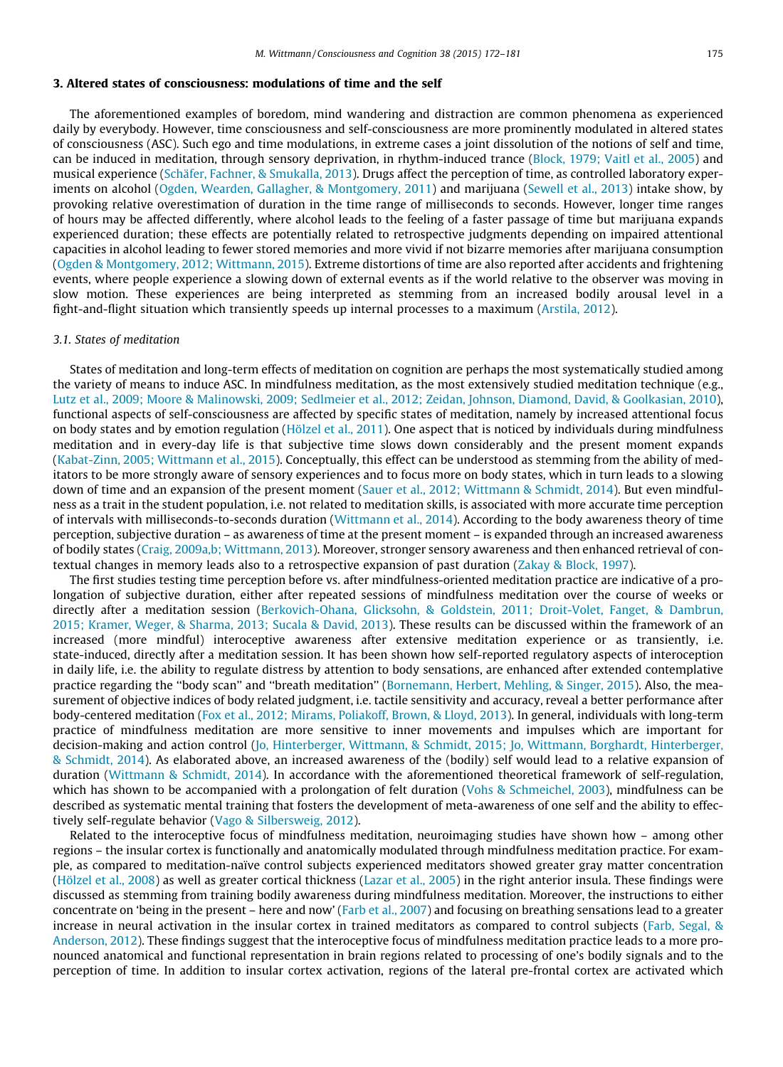## 3. Altered states of consciousness: modulations of time and the self

The aforementioned examples of boredom, mind wandering and distraction are common phenomena as experienced daily by everybody. However, time consciousness and self-consciousness are more prominently modulated in altered states of consciousness (ASC). Such ego and time modulations, in extreme cases a joint dissolution of the notions of self and time, can be induced in meditation, through sensory deprivation, in rhythm-induced trance (Block, 1979; Vaitl et al., 2005) and musical experience (Schäfer, Fachner, & Smukalla, 2013). Drugs affect the perception of time, as controlled laboratory experiments on alcohol (Ogden, Wearden, Gallagher, & Montgomery, 2011) and marijuana (Sewell et al., 2013) intake show, by provoking relative overestimation of duration in the time range of milliseconds to seconds. However, longer time ranges of hours may be affected differently, where alcohol leads to the feeling of a faster passage of time but marijuana expands experienced duration; these effects are potentially related to retrospective judgments depending on impaired attentional capacities in alcohol leading to fewer stored memories and more vivid if not bizarre memories after marijuana consumption (Ogden & Montgomery, 2012; Wittmann, 2015). Extreme distortions of time are also reported after accidents and frightening events, where people experience a slowing down of external events as if the world relative to the observer was moving in slow motion. These experiences are being interpreted as stemming from an increased bodily arousal level in a fight-and-flight situation which transiently speeds up internal processes to a maximum (Arstila, 2012).

### *3.1. States of meditation*

States of meditation and long-term effects of meditation on cognition are perhaps the most systematically studied among the variety of means to induce ASC. In mindfulness meditation, as the most extensively studied meditation technique (e.g., Lutz et al., 2009; Moore & Malinowski, 2009; Sedlmeier et al., 2012; Zeidan, Johnson, Diamond, David, & Goolkasian, 2010), functional aspects of self-consciousness are affected by specific states of meditation, namely by increased attentional focus on body states and by emotion regulation (Hölzel et al., 2011). One aspect that is noticed by individuals during mindfulness meditation and in every-day life is that subjective time slows down considerably and the present moment expands (Kabat-Zinn, 2005; Wittmann et al., 2015). Conceptually, this effect can be understood as stemming from the ability of meditators to be more strongly aware of sensory experiences and to focus more on body states, which in turn leads to a slowing down of time and an expansion of the present moment (Sauer et al., 2012; Wittmann & Schmidt, 2014). But even mindfulness as a trait in the student population, i.e. not related to meditation skills, is associated with more accurate time perception of intervals with milliseconds-to-seconds duration (Wittmann et al., 2014). According to the body awareness theory of time perception, subjective duration – as awareness of time at the present moment – is expanded through an increased awareness of bodily states (Craig, 2009a,b; Wittmann, 2013). Moreover, stronger sensory awareness and then enhanced retrieval of contextual changes in memory leads also to a retrospective expansion of past duration (Zakay & Block, 1997).

The first studies testing time perception before vs. after mindfulness-oriented meditation practice are indicative of a prolongation of subjective duration, either after repeated sessions of mindfulness meditation over the course of weeks or directly after a meditation session (Berkovich-Ohana, Glicksohn, & Goldstein, 2011; Droit-Volet, Fanget, & Dambrun, 2015; Kramer, Weger, & Sharma, 2013; Sucala & David, 2013). These results can be discussed within the framework of an increased (more mindful) interoceptive awareness after extensive meditation experience or as transiently, i.e. state-induced, directly after a meditation session. It has been shown how self-reported regulatory aspects of interoception in daily life, i.e. the ability to regulate distress by attention to body sensations, are enhanced after extended contemplative practice regarding the "body scan" and "breath meditation" (Bornemann, Herbert, Mehling, & Singer, 2015). Also, the measurement of objective indices of body related judgment, i.e. tactile sensitivity and accuracy, reveal a better performance after body-centered meditation (Fox et al., 2012; Mirams, Poliakoff, Brown, & Lloyd, 2013). In general, individuals with long-term practice of mindfulness meditation are more sensitive to inner movements and impulses which are important for decision-making and action control (Jo, Hinterberger, Wittmann, & Schmidt, 2015; Jo, Wittmann, Borghardt, Hinterberger, & Schmidt, 2014). As elaborated above, an increased awareness of the (bodily) self would lead to a relative expansion of duration (Wittmann & Schmidt, 2014). In accordance with the aforementioned theoretical framework of self-regulation, which has shown to be accompanied with a prolongation of felt duration (Vohs & Schmeichel, 2003), mindfulness can be described as systematic mental training that fosters the development of meta-awareness of one self and the ability to effectively self-regulate behavior (Vago & Silbersweig, 2012).

Related to the interoceptive focus of mindfulness meditation, neuroimaging studies have shown how – among other regions – the insular cortex is functionally and anatomically modulated through mindfulness meditation practice. For example, as compared to meditation-naïve control subjects experienced meditators showed greater gray matter concentration (Hölzel et al., 2008) as well as greater cortical thickness (Lazar et al., 2005) in the right anterior insula. These findings were discussed as stemming from training bodily awareness during mindfulness meditation. Moreover, the instructions to either concentrate on 'being in the present – here and now' (Farb et al., 2007) and focusing on breathing sensations lead to a greater increase in neural activation in the insular cortex in trained meditators as compared to control subjects (Farb, Segal, & Anderson, 2012). These findings suggest that the interoceptive focus of mindfulness meditation practice leads to a more pronounced anatomical and functional representation in brain regions related to processing of one's bodily signals and to the perception of time. In addition to insular cortex activation, regions of the lateral pre-frontal cortex are activated which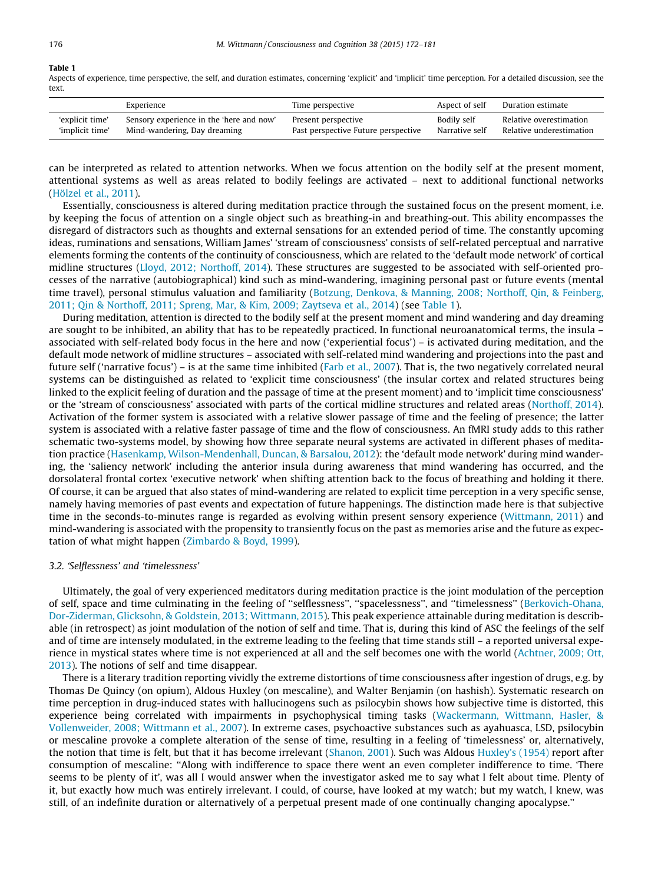**Table 1**
Aspects of experience, time perspective, the self, and duration estimates, concerning 'explicit' and 'implicit' time perception. For a detailed discussion, see the text.

| | Experience | Time perspective | Aspect of self | Duration estimate |
|---|---|---|---|---|
| 'explicit time' | Sensory experience in the 'here and now' | Present perspective | Bodily self | Relative overestimation |
| 'implicit time' | Mind-wandering, Day dreaming | Past perspective Future perspective | Narrative self | Relative underestimation |

can be interpreted as related to attention networks. When we focus attention on the bodily self at the present moment, attentional systems as well as areas related to bodily feelings are activated – next to additional functional networks (Hölzel et al., 2011).

Essentially, consciousness is altered during meditation practice through the sustained focus on the present moment, i.e. by keeping the focus of attention on a single object such as breathing-in and breathing-out. This ability encompasses the disregard of distractors such as thoughts and external sensations for an extended period of time. The constantly upcoming ideas, ruminations and sensations, William James' 'stream of consciousness' consists of self-related perceptual and narrative elements forming the contents of the continuity of consciousness, which are related to the 'default mode network' of cortical midline structures (Lloyd, 2012; Northoff, 2014). These structures are suggested to be associated with self-oriented processes of the narrative (autobiographical) kind such as mind-wandering, imagining personal past or future events (mental time travel), personal stimulus valuation and familiarity (Botzung, Denkova, & Manning, 2008; Northoff, Qin, & Feinberg, 2011; Qin & Northoff, 2011; Spreng, Mar, & Kim, 2009; Zaytseva et al., 2014) (see Table 1).

During meditation, attention is directed to the bodily self at the present moment and mind wandering and day dreaming are sought to be inhibited, an ability that has to be repeatedly practiced. In functional neuroanatomical terms, the insula – associated with self-related body focus in the here and now ('experiential focus') – is activated during meditation, and the default mode network of midline structures – associated with self-related mind wandering and projections into the past and future self ('narrative focus') – is at the same time inhibited (Farb et al., 2007). That is, the two negatively correlated neural systems can be distinguished as related to 'explicit time consciousness' (the insular cortex and related structures being linked to the explicit feeling of duration and the passage of time at the present moment) and to 'implicit time consciousness' or the 'stream of consciousness' associated with parts of the cortical midline structures and related areas (Northoff, 2014). Activation of the former system is associated with a relative slower passage of time and the feeling of presence; the latter system is associated with a relative faster passage of time and the flow of consciousness. An fMRI study adds to this rather schematic two-systems model, by showing how three separate neural systems are activated in different phases of meditation practice (Hasenkamp, Wilson-Mendenhall, Duncan, & Barsalou, 2012): the 'default mode network' during mind wandering, the 'saliency network' including the anterior insula during awareness that mind wandering has occurred, and the dorsolateral frontal cortex 'executive network' when shifting attention back to the focus of breathing and holding it there. Of course, it can be argued that also states of mind-wandering are related to explicit time perception in a very specific sense, namely having memories of past events and expectation of future happenings. The distinction made here is that subjective time in the seconds-to-minutes range is regarded as evolving within present sensory experience (Wittmann, 2011) and mind-wandering is associated with the propensity to transiently focus on the past as memories arise and the future as expectation of what might happen (Zimbardo & Boyd, 1999).

### 3.2. 'Selflessness' and 'timelessness'

Ultimately, the goal of very experienced meditators during meditation practice is the joint modulation of the perception of self, space and time culminating in the feeling of "selflessness", "spacelessness", and "timelessness" (Berkovich-Ohana, Dor-Ziderman, Glicksohn, & Goldstein, 2013; Wittmann, 2015). This peak experience attainable during meditation is describable (in retrospect) as joint modulation of the notion of self and time. That is, during this kind of ASC the feelings of the self and of time are intensely modulated, in the extreme leading to the feeling that time stands still – a reported universal experience in mystical states where time is not experienced at all and the self becomes one with the world (Achtner, 2009; Ott, 2013). The notions of self and time disappear.

There is a literary tradition reporting vividly the extreme distortions of time consciousness after ingestion of drugs, e.g. by Thomas De Quincy (on opium), Aldous Huxley (on mescaline), and Walter Benjamin (on hashish). Systematic research on time perception in drug-induced states with hallucinogens such as psilocybin shows how subjective time is distorted, this experience being correlated with impairments in psychophysical timing tasks (Wackermann, Wittmann, Hasler, & Vollenweider, 2008; Wittmann et al., 2007). In extreme cases, psychoactive substances such as ayahuasca, LSD, psilocybin or mescaline provoke a complete alteration of the sense of time, resulting in a feeling of 'timelessness' or, alternatively, the notion that time is felt, but that it has become irrelevant (Shanon, 2001). Such was Aldous Huxley's (1954) report after consumption of mescaline: "Along with indifference to space there went an even completer indifference to time. 'There seems to be plenty of it', was all I would answer when the investigator asked me to say what I felt about time. Plenty of it, but exactly how much was entirely irrelevant. I could, of course, have looked at my watch; but my watch, I knew, was still, of an indefinite duration or alternatively of a perpetual present made of one continually changing apocalypse."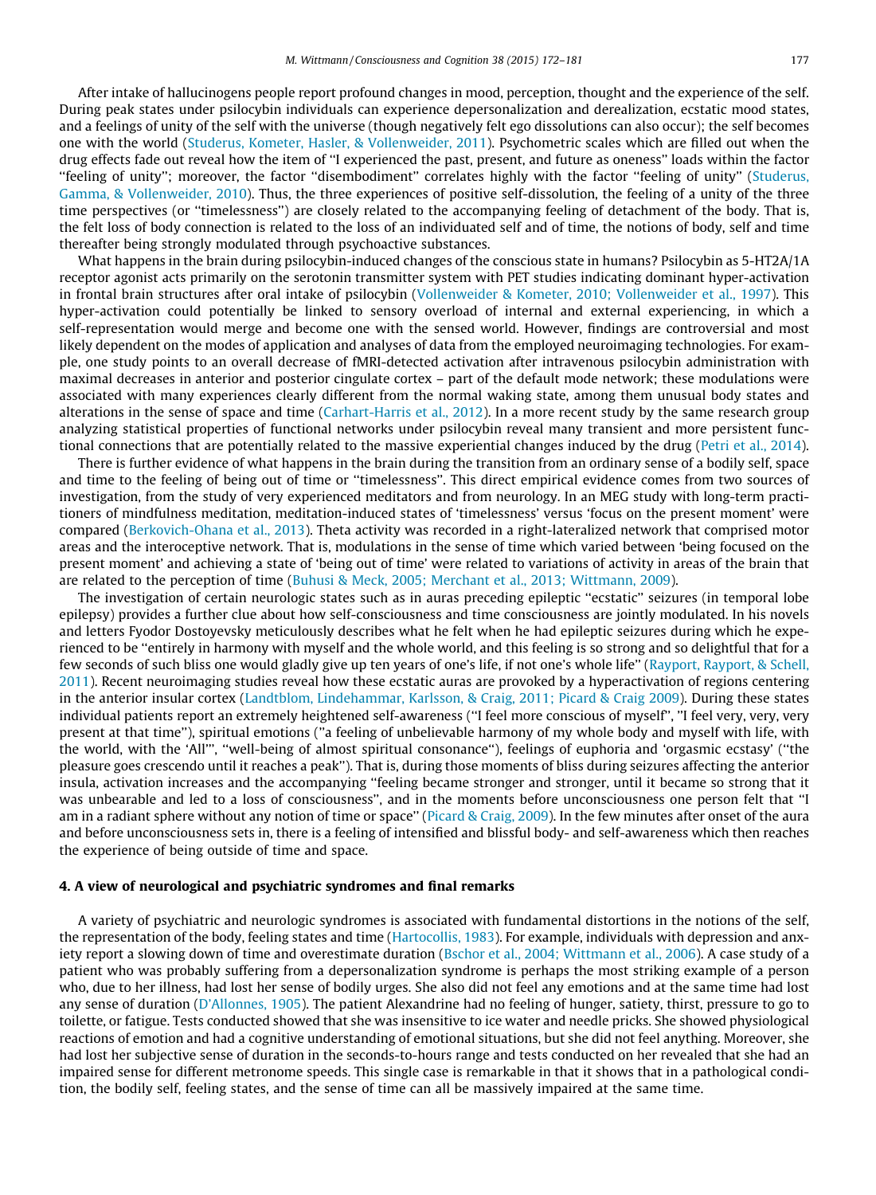After intake of hallucinogens people report profound changes in mood, perception, thought and the experience of the self. During peak states under psilocybin individuals can experience depersonalization and derealization, ecstatic mood states, and a feelings of unity of the self with the universe (though negatively felt ego dissolutions can also occur); the self becomes one with the world (Studerus, Kometer, Hasler, & Vollenweider, 2011). Psychometric scales which are filled out when the drug effects fade out reveal how the item of ''I experienced the past, present, and future as oneness'' loads within the factor ''feeling of unity''; moreover, the factor ''disembodiment'' correlates highly with the factor ''feeling of unity'' (Studerus, Gamma, & Vollenweider, 2010). Thus, the three experiences of positive self-dissolution, the feeling of a unity of the three time perspectives (or ''timelessness'') are closely related to the accompanying feeling of detachment of the body. That is, the felt loss of body connection is related to the loss of an individuated self and of time, the notions of body, self and time thereafter being strongly modulated through psychoactive substances.

What happens in the brain during psilocybin-induced changes of the conscious state in humans? Psilocybin as 5-HT2A/1A receptor agonist acts primarily on the serotonin transmitter system with PET studies indicating dominant hyper-activation in frontal brain structures after oral intake of psilocybin (Vollenweider & Kometer, 2010; Vollenweider et al., 1997). This hyper-activation could potentially be linked to sensory overload of internal and external experiencing, in which a self-representation would merge and become one with the sensed world. However, findings are controversial and most likely dependent on the modes of application and analyses of data from the employed neuroimaging technologies. For example, one study points to an overall decrease of fMRI-detected activation after intravenous psilocybin administration with maximal decreases in anterior and posterior cingulate cortex – part of the default mode network; these modulations were associated with many experiences clearly different from the normal waking state, among them unusual body states and alterations in the sense of space and time (Carhart-Harris et al., 2012). In a more recent study by the same research group analyzing statistical properties of functional networks under psilocybin reveal many transient and more persistent functional connections that are potentially related to the massive experiential changes induced by the drug (Petri et al., 2014).

There is further evidence of what happens in the brain during the transition from an ordinary sense of a bodily self, space and time to the feeling of being out of time or ''timelessness''. This direct empirical evidence comes from two sources of investigation, from the study of very experienced meditators and from neurology. In an MEG study with long-term practitioners of mindfulness meditation, meditation-induced states of 'timelessness' versus 'focus on the present moment' were compared (Berkovich-Ohana et al., 2013). Theta activity was recorded in a right-lateralized network that comprised motor areas and the interoceptive network. That is, modulations in the sense of time which varied between 'being focused on the present moment' and achieving a state of 'being out of time' were related to variations of activity in areas of the brain that are related to the perception of time (Buhusi & Meck, 2005; Merchant et al., 2013; Wittmann, 2009).

The investigation of certain neurologic states such as in auras preceding epileptic ''ecstatic'' seizures (in temporal lobe epilepsy) provides a further clue about how self-consciousness and time consciousness are jointly modulated. In his novels and letters Fyodor Dostoyevsky meticulously describes what he felt when he had epileptic seizures during which he experienced to be ''entirely in harmony with myself and the whole world, and this feeling is so strong and so delightful that for a few seconds of such bliss one would gladly give up ten years of one's life, if not one's whole life'' (Rayport, Rayport, & Schell, 2011). Recent neuroimaging studies reveal how these ecstatic auras are provoked by a hyperactivation of regions centering in the anterior insular cortex (Landtblom, Lindehammar, Karlsson, & Craig, 2011; Picard & Craig 2009). During these states individual patients report an extremely heightened self-awareness (''I feel more conscious of myself'', ''I feel very, very, very present at that time''), spiritual emotions (''a feeling of unbelievable harmony of my whole body and myself with life, with the world, with the 'All''', ''well-being of almost spiritual consonance''), feelings of euphoria and 'orgasmic ecstasy' (''the pleasure goes crescendo until it reaches a peak''). That is, during those moments of bliss during seizures affecting the anterior insula, activation increases and the accompanying ''feeling became stronger and stronger, until it became so strong that it was unbearable and led to a loss of consciousness'', and in the moments before unconsciousness one person felt that ''I am in a radiant sphere without any notion of time or space'' (Picard & Craig, 2009). In the few minutes after onset of the aura and before unconsciousness sets in, there is a feeling of intensified and blissful body- and self-awareness which then reaches the experience of being outside of time and space.

## 4. A view of neurological and psychiatric syndromes and final remarks

A variety of psychiatric and neurologic syndromes is associated with fundamental distortions in the notions of the self, the representation of the body, feeling states and time (Hartocollis, 1983). For example, individuals with depression and anxiety report a slowing down of time and overestimate duration (Bschor et al., 2004; Wittmann et al., 2006). A case study of a patient who was probably suffering from a depersonalization syndrome is perhaps the most striking example of a person who, due to her illness, had lost her sense of bodily urges. She also did not feel any emotions and at the same time had lost any sense of duration (D'Allonnes, 1905). The patient Alexandrine had no feeling of hunger, satiety, thirst, pressure to go to toilette, or fatigue. Tests conducted showed that she was insensitive to ice water and needle pricks. She showed physiological reactions of emotion and had a cognitive understanding of emotional situations, but she did not feel anything. Moreover, she had lost her subjective sense of duration in the seconds-to-hours range and tests conducted on her revealed that she had an impaired sense for different metronome speeds. This single case is remarkable in that it shows that in a pathological condition, the bodily self, feeling states, and the sense of time can all be massively impaired at the same time.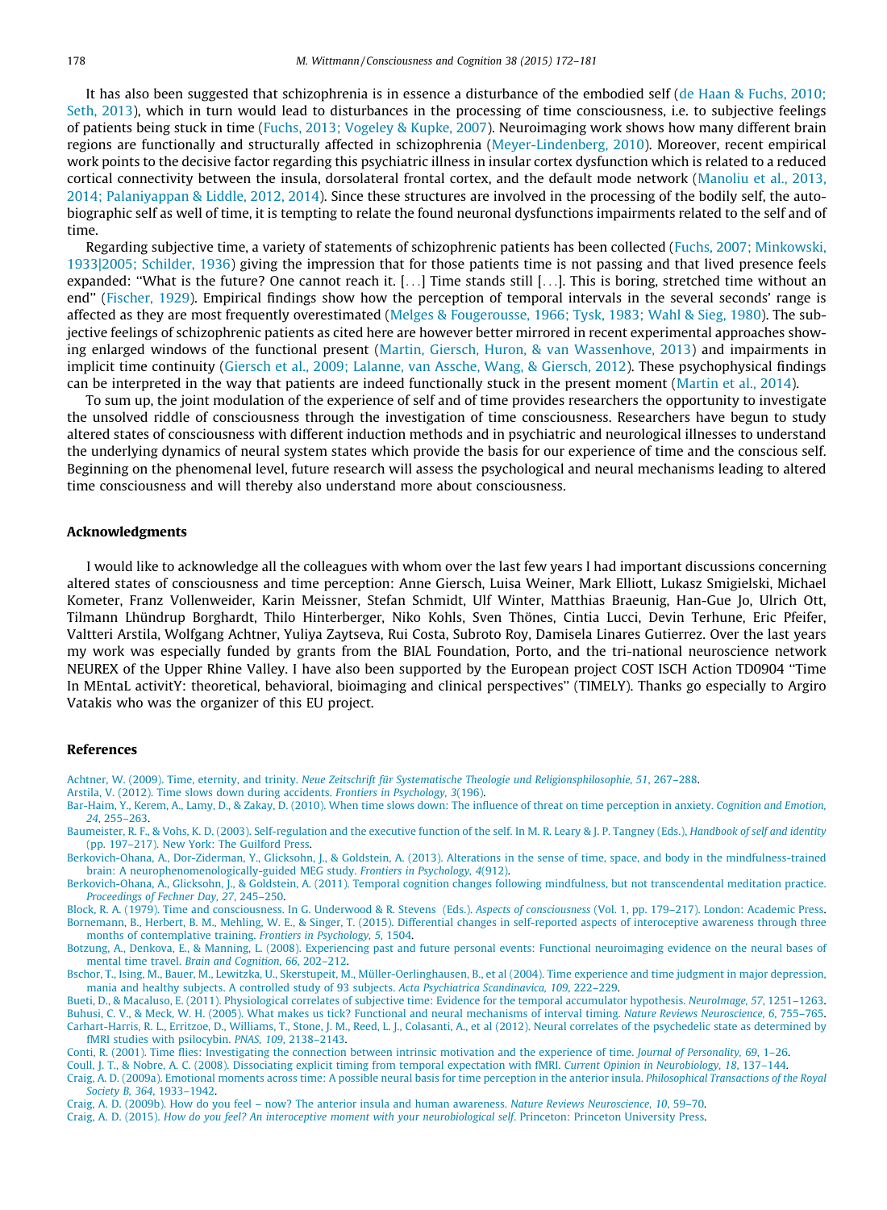It has also been suggested that schizophrenia is in essence a disturbance of the embodied self (de Haan & Fuchs, 2010; Seth, 2013), which in turn would lead to disturbances in the processing of time consciousness, i.e. to subjective feelings of patients being stuck in time (Fuchs, 2013; Vogeley & Kupke, 2007). Neuroimaging work shows how many different brain regions are functionally and structurally affected in schizophrenia (Meyer-Lindenberg, 2010). Moreover, recent empirical work points to the decisive factor regarding this psychiatric illness in insular cortex dysfunction which is related to a reduced cortical connectivity between the insula, dorsolateral frontal cortex, and the default mode network (Manoliu et al., 2013, 2014; Palaniyappan & Liddle, 2012, 2014). Since these structures are involved in the processing of the bodily self, the autobiographic self as well of time, it is tempting to relate the found neuronal dysfunctions impairments related to the self and of time.

Regarding subjective time, a variety of statements of schizophrenic patients has been collected (Fuchs, 2007; Minkowski, 1933|2005; Schilder, 1936) giving the impression that for those patients time is not passing and that lived presence feels expanded: ''What is the future? One cannot reach it. [...] Time stands still [...]. This is boring, stretched time without an end'' (Fischer, 1929). Empirical findings show how the perception of temporal intervals in the several seconds' range is affected as they are most frequently overestimated (Melges & Fougerousse, 1966; Tysk, 1983; Wahl & Sieg, 1980). The subjective feelings of schizophrenic patients as cited here are however better mirrored in recent experimental approaches showing enlarged windows of the functional present (Martin, Giersch, Huron, & van Wassenhove, 2013) and impairments in implicit time continuity (Giersch et al., 2009; Lalanne, van Assche, Wang, & Giersch, 2012). These psychophysical findings can be interpreted in the way that patients are indeed functionally stuck in the present moment (Martin et al., 2014).

To sum up, the joint modulation of the experience of self and of time provides researchers the opportunity to investigate the unsolved riddle of consciousness through the investigation of time consciousness. Researchers have begun to study altered states of consciousness with different induction methods and in psychiatric and neurological illnesses to understand the underlying dynamics of neural system states which provide the basis for our experience of time and the conscious self. Beginning on the phenomenal level, future research will assess the psychological and neural mechanisms leading to altered time consciousness and will thereby also understand more about consciousness.

## Acknowledgments

I would like to acknowledge all the colleagues with whom over the last few years I had important discussions concerning altered states of consciousness and time perception: Anne Giersch, Luisa Weiner, Mark Elliott, Lukasz Smigielski, Michael Kometer, Franz Vollenweider, Karin Meissner, Stefan Schmidt, Ulf Winter, Matthias Braeunig, Han-Gue Jo, Ulrich Ott, Tilmann Lhündrup Borghardt, Thilo Hinterberger, Niko Kohls, Sven Thönes, Cintia Lucci, Devin Terhune, Eric Pfeifer, Valtteri Arstila, Wolfgang Achtner, Yuliya Zaytseva, Rui Costa, Subroto Roy, Damisela Linares Gutierrez. Over the last years my work was especially funded by grants from the BIAL Foundation, Porto, and the tri-national neuroscience network NEUREX of the Upper Rhine Valley. I have also been supported by the European project COST ISCH Action TD0904 ''Time In MEntaL activitY: theoretical, behavioral, bioimaging and clinical perspectives'' (TIMELY). Thanks go especially to Argiro Vatakis who was the organizer of this EU project.

## References

Achtner, W. (2009). Time, eternity, and trinity. *Neue Zeitschrift für Systematische Theologie und Religionsphilosophie, 51*, 267–288.

Arstila, V. (2012). Time slows down during accidents. *Frontiers in Psychology, 3*(196).

Bar-Haim, Y., Kerem, A., Lamy, D., & Zakay, D. (2010). When time slows down: The influence of threat on time perception in anxiety. *Cognition and Emotion, 24*, 255–263.

Baumeister, R. F., & Vohs, K. D. (2003). Self-regulation and the executive function of the self. In M. R. Leary & J. P. Tangney (Eds.), *Handbook of self and identity* (pp. 197–217). New York: The Guilford Press.

Berkovich-Ohana, A., Dor-Ziderman, Y., Glicksohn, J., & Goldstein, A. (2013). Alterations in the sense of time, space, and body in the mindfulness-trained brain: A neurophenomenologically-guided MEG study. *Frontiers in Psychology, 4*(912).

Berkovich-Ohana, A., Glicksohn, J., & Goldstein, A. (2011). Temporal cognition changes following mindfulness, but not transcendental meditation practice. *Proceedings of Fechner Day, 27*, 245–250.

Block, R. A. (1979). Time and consciousness. In G. Underwood & R. Stevens (Eds.). *Aspects of consciousness* (Vol. 1, pp. 179–217). London: Academic Press.

Bornemann, B., Herbert, B. M., Mehling, W. E., & Singer, T. (2015). Differential changes in self-reported aspects of interoceptive awareness through three months of contemplative training. *Frontiers in Psychology, 5*, 1504.

Botzung, A., Denkova, E., & Manning, L. (2008). Experiencing past and future personal events: Functional neuroimaging evidence on the neural bases of mental time travel. *Brain and Cognition, 66*, 202–212.

Bschor, T., Ising, M., Bauer, M., Lewitzka, U., Skerstupeit, M., Müller-Oerlinghausen, B., et al (2004). Time experience and time judgment in major depression, mania and healthy subjects. A controlled study of 93 subjects. *Acta Psychiatrica Scandinavica, 109*, 222–229.

Bueti, D., & Macaluso, E. (2011). Physiological correlates of subjective time: Evidence for the temporal accumulator hypothesis. *NeuroImage, 57*, 1251–1263.

Buhusi, C. V., & Meck, W. H. (2005). What makes us tick? Functional and neural mechanisms of interval timing. *Nature Reviews Neuroscience, 6*, 755–765.

Carhart-Harris, R. L., Erritzoe, D., Williams, T., Stone, J. M., Reed, L. J., Colasanti, A., et al (2012). Neural correlates of the psychedelic state as determined by fMRI studies with psilocybin. *PNAS, 109*, 2138–2143.

Conti, R. (2001). Time flies: Investigating the connection between intrinsic motivation and the experience of time. *Journal of Personality, 69*, 1–26.

Coull, J. T., & Nobre, A. C. (2008). Dissociating explicit timing from temporal expectation with fMRI. *Current Opinion in Neurobiology, 18*, 137–144.

Craig, A. D. (2009a). Emotional moments across time: A possible neural basis for time perception in the anterior insula. *Philosophical Transactions of the Royal Society B, 364*, 1933–1942.

Craig, A. D. (2009b). How do you feel – now? The anterior insula and human awareness. *Nature Reviews Neuroscience, 10*, 59–70.

Craig, A. D. (2015). *How do you feel? An interoceptive moment with your neurobiological self*. Princeton: Princeton University Press.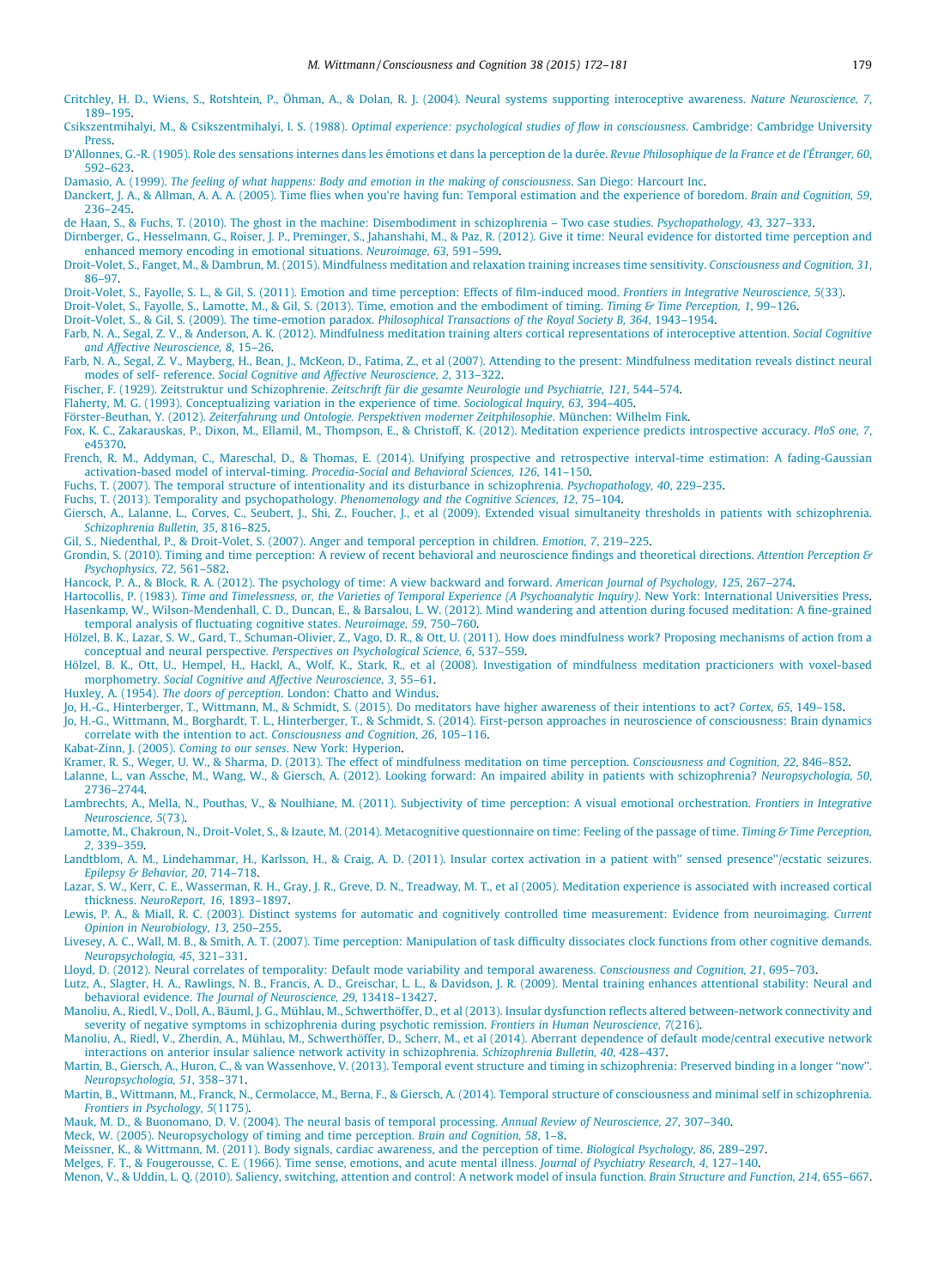Critchley, H. D., Wiens, S., Rotshtein, P., Öhman, A., & Dolan, R. J. (2004). Neural systems supporting interoceptive awareness. *Nature Neuroscience, 7*, 189–195.

Csikszentmihalyi, M., & Csikszentmihalyi, I. S. (1988). *Optimal experience: psychological studies of flow in consciousness*. Cambridge: Cambridge University Press.

D'Allonnes, G.-R. (1905). Role des sensations internes dans les émotions et dans la perception de la durée. *Revue Philosophique de la France et de l'Étranger, 60*, 592–623.

Damasio, A. (1999). *The feeling of what happens: Body and emotion in the making of consciousness*. San Diego: Harcourt Inc.

Danckert, J. A., & Allman, A. A. A. (2005). Time flies when you're having fun: Temporal estimation and the experience of boredom. *Brain and Cognition, 59*, 236–245.

de Haan, S., & Fuchs, T. (2010). The ghost in the machine: Disembodiment in schizophrenia – Two case studies. *Psychopathology, 43*, 327–333.

Dirnberger, G., Hesselmann, G., Roiser, J. P., Preminger, S., Jahanshahi, M., & Paz, R. (2012). Give it time: Neural evidence for distorted time perception and enhanced memory encoding in emotional situations. *Neuroimage, 63*, 591–599.

Droit-Volet, S., Fanget, M., & Dambrun, M. (2015). Mindfulness meditation and relaxation training increases time sensitivity. *Consciousness and Cognition, 31*, 86–97.

Droit-Volet, S., Fayolle, S. L., & Gil, S. (2011). Emotion and time perception: Effects of film-induced mood. *Frontiers in Integrative Neuroscience, 5*(33).

Droit-Volet, S., Fayolle, S., Lamotte, M., & Gil, S. (2013). Time, emotion and the embodiment of timing. *Timing & Time Perception, 1*, 99–126.

Droit-Volet, S., & Gil, S. (2009). The time-emotion paradox. *Philosophical Transactions of the Royal Society B, 364*, 1943–1954.

Farb, N. A., Segal, Z. V., & Anderson, A. K. (2012). Mindfulness meditation training alters cortical representations of interoceptive attention. *Social Cognitive and Affective Neuroscience, 8*, 15–26.

Farb, N. A., Segal, Z. V., Mayberg, H., Bean, J., McKeon, D., Fatima, Z., et al (2007). Attending to the present: Mindfulness meditation reveals distinct neural modes of self- reference. *Social Cognitive and Affective Neuroscience, 2*, 313–322.

Fischer, F. (1929). Zeitstruktur und Schizophrenie. *Zeitschrift für die gesamte Neurologie und Psychiatrie, 121*, 544–574.

Flaherty, M. G. (1993). Conceptualizing variation in the experience of time. *Sociological Inquiry, 63*, 394–405.

Förster-Beuthan, Y. (2012). *Zeiterfahrung und Ontologie. Perspektiven moderner Zeitphilosophie*. München: Wilhelm Fink.

Fox, K. C., Zakarauskas, P., Dixon, M., Ellamil, M., Thompson, E., & Christoff, K. (2012). Meditation experience predicts introspective accuracy. *PloS one, 7*, e45370.

French, R. M., Addyman, C., Mareschal, D., & Thomas, E. (2014). Unifying prospective and retrospective interval-time estimation: A fading-Gaussian activation-based model of interval-timing. *Procedia-Social and Behavioral Sciences, 126*, 141–150.

Fuchs, T. (2007). The temporal structure of intentionality and its disturbance in schizophrenia. *Psychopathology, 40*, 229–235.

Fuchs, T. (2013). Temporality and psychopathology. *Phenomenology and the Cognitive Sciences, 12*, 75–104.

Giersch, A., Lalanne, L., Corves, C., Seubert, J., Shi, Z., Foucher, J., et al (2009). Extended visual simultaneity thresholds in patients with schizophrenia. *Schizophrenia Bulletin, 35*, 816–825.

Gil, S., Niedenthal, P., & Droit-Volet, S. (2007). Anger and temporal perception in children. *Emotion, 7*, 219–225.

Grondin, S. (2010). Timing and time perception: A review of recent behavioral and neuroscience findings and theoretical directions. *Attention Perception & Psychophysics, 72*, 561–582.

Hancock, P. A., & Block, R. A. (2012). The psychology of time: A view backward and forward. *American Journal of Psychology, 125*, 267–274.

Hartocollis, P. (1983). *Time and Timelessness, or, the Varieties of Temporal Experience (A Psychoanalytic Inquiry)*. New York: International Universities Press.

Hasenkamp, W., Wilson-Mendenhall, C. D., Duncan, E., & Barsalou, L. W. (2012). Mind wandering and attention during focused meditation: A fine-grained temporal analysis of fluctuating cognitive states. *Neuroimage, 59*, 750–760.

Hölzel, B. K., Lazar, S. W., Gard, T., Schuman-Olivier, Z., Vago, D. R., & Ott, U. (2011). How does mindfulness work? Proposing mechanisms of action from a conceptual and neural perspective. *Perspectives on Psychological Science, 6*, 537–559.

Hölzel, B. K., Ott, U., Hempel, H., Hackl, A., Wolf, K., Stark, R., et al (2008). Investigation of mindfulness meditation practicioners with voxel-based morphometry. *Social Cognitive and Affective Neuroscience, 3*, 55–61.

Huxley, A. (1954). *The doors of perception*. London: Chatto and Windus.

Jo, H.-G., Hinterberger, T., Wittmann, M., & Schmidt, S. (2015). Do meditators have higher awareness of their intentions to act? *Cortex, 65*, 149–158.

Jo, H.-G., Wittmann, M., Borghardt, T. L., Hinterberger, T., & Schmidt, S. (2014). First-person approaches in neuroscience of consciousness: Brain dynamics correlate with the intention to act. *Consciousness and Cognition, 26*, 105–116.

Kabat-Zinn, J. (2005). *Coming to our senses*. New York: Hyperion.

Kramer, R. S., Weger, U. W., & Sharma, D. (2013). The effect of mindfulness meditation on time perception. *Consciousness and Cognition, 22*, 846–852.

Lalanne, L., van Assche, M., Wang, W., & Giersch, A. (2012). Looking forward: An impaired ability in patients with schizophrenia? *Neuropsychologia, 50*, 2736–2744.

Lambrechts, A., Mella, N., Pouthas, V., & Noulhiane, M. (2011). Subjectivity of time perception: A visual emotional orchestration. *Frontiers in Integrative Neuroscience, 5*(73).

Lamotte, M., Chakroun, N., Droit-Volet, S., & Izaute, M. (2014). Metacognitive questionnaire on time: Feeling of the passage of time. *Timing & Time Perception, 2*, 339–359.

Landtblom, A. M., Lindehammar, H., Karlsson, H., & Craig, A. D. (2011). Insular cortex activation in a patient with'' sensed presence''/ecstatic seizures. *Epilepsy & Behavior, 20*, 714–718.

Lazar, S. W., Kerr, C. E., Wasserman, R. H., Gray, J. R., Greve, D. N., Treadway, M. T., et al (2005). Meditation experience is associated with increased cortical thickness. *NeuroReport, 16*, 1893–1897.

Lewis, P. A., & Miall, R. C. (2003). Distinct systems for automatic and cognitively controlled time measurement: Evidence from neuroimaging. *Current Opinion in Neurobiology, 13*, 250–255.

Livesey, A. C., Wall, M. B., & Smith, A. T. (2007). Time perception: Manipulation of task difficulty dissociates clock functions from other cognitive demands. *Neuropsychologia, 45*, 321–331.

Lloyd, D. (2012). Neural correlates of temporality: Default mode variability and temporal awareness. *Consciousness and Cognition, 21*, 695–703.

Lutz, A., Slagter, H. A., Rawlings, N. B., Francis, A. D., Greischar, L. L., & Davidson, J. R. (2009). Mental training enhances attentional stability: Neural and behavioral evidence. *The Journal of Neuroscience, 29*, 13418–13427.

Manoliu, A., Riedl, V., Doll, A., Bäuml, J. G., Mühlau, M., Schwerthöffer, D., et al (2013). Insular dysfunction reflects altered between-network connectivity and severity of negative symptoms in schizophrenia during psychotic remission. *Frontiers in Human Neuroscience, 7*(216).

Manoliu, A., Riedl, V., Zherdin, A., Mühlau, M., Schwerthöffer, D., Scherr, M., et al (2014). Aberrant dependence of default mode/central executive network interactions on anterior insular salience network activity in schizophrenia. *Schizophrenia Bulletin, 40*, 428–437.

Martin, B., Giersch, A., Huron, C., & van Wassenhove, V. (2013). Temporal event structure and timing in schizophrenia: Preserved binding in a longer ''now''. *Neuropsychologia, 51*, 358–371.

Martin, B., Wittmann, M., Franck, N., Cermolacce, M., Berna, F., & Giersch, A. (2014). Temporal structure of consciousness and minimal self in schizophrenia. *Frontiers in Psychology, 5*(1175).

Mauk, M. D., & Buonomano, D. V. (2004). The neural basis of temporal processing. *Annual Review of Neuroscience, 27*, 307–340.

Meck, W. (2005). Neuropsychology of timing and time perception. *Brain and Cognition, 58*, 1–8.

Meissner, K., & Wittmann, M. (2011). Body signals, cardiac awareness, and the perception of time. *Biological Psychology, 86*, 289–297.

Melges, F. T., & Fougerousse, C. E. (1966). Time sense, emotions, and acute mental illness. *Journal of Psychiatry Research, 4*, 127–140.

Menon, V., & Uddin, L. Q. (2010). Saliency, switching, attention and control: A network model of insula function. *Brain Structure and Function, 214*, 655–667.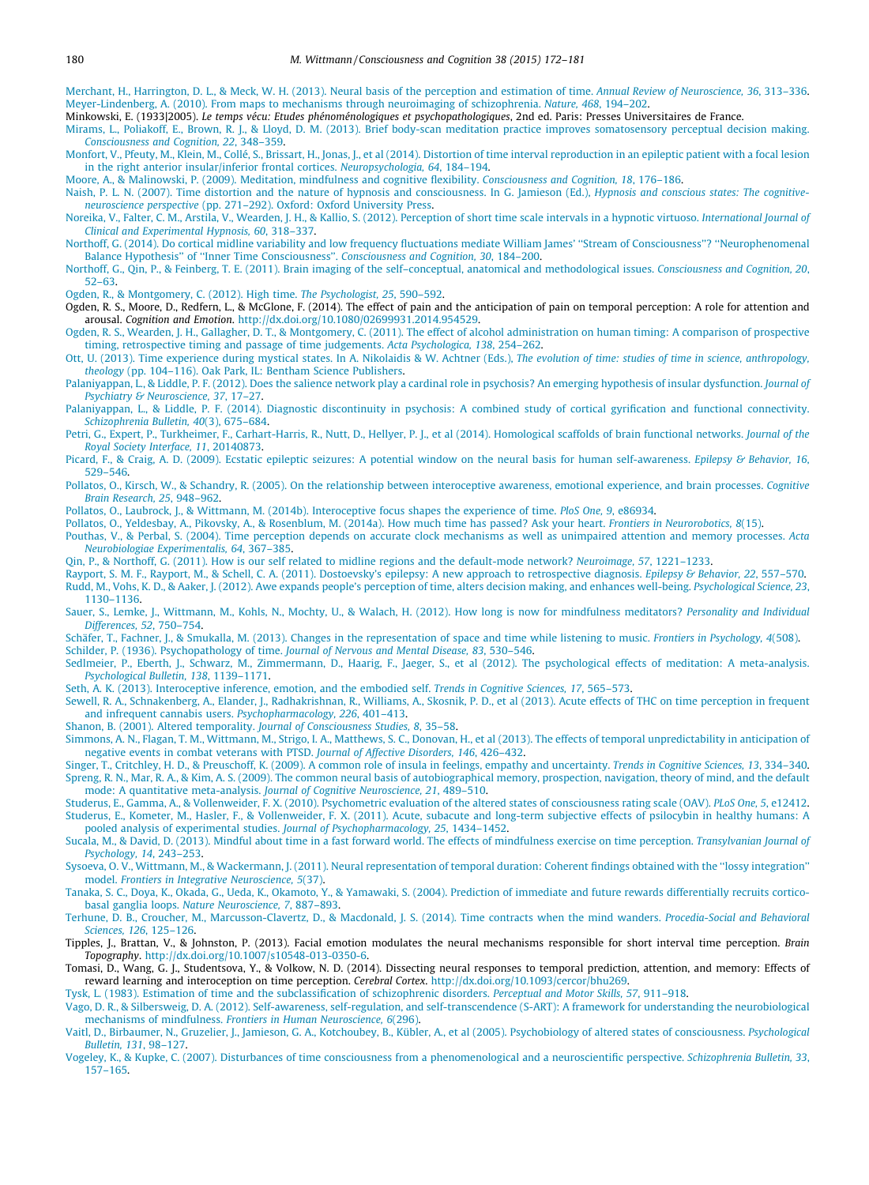Merchant, H., Harrington, D. L., & Meck, W. H. (2013). Neural basis of the perception and estimation of time. *Annual Review of Neuroscience, 36*, 313–336.

Meyer-Lindenberg, A. (2010). From maps to mechanisms through neuroimaging of schizophrenia. *Nature, 468*, 194–202.

Minkowski, E. (1933|2005). *Le temps vécu: Etudes phénoménologiques et psychopathologiques*, 2nd ed. Paris: Presses Universitaires de France.

Mirams, L., Poliakoff, E., Brown, R. J., & Lloyd, D. M. (2013). Brief body-scan meditation practice improves somatosensory perceptual decision making. *Consciousness and Cognition, 22*, 348–359.

Monfort, V., Pfeuty, M., Klein, M., Collé, S., Brissart, H., Jonas, J., et al (2014). Distortion of time interval reproduction in an epileptic patient with a focal lesion in the right anterior insular/inferior frontal cortices. *Neuropsychologia, 64*, 184–194.

Moore, A., & Malinowski, P. (2009). Meditation, mindfulness and cognitive flexibility. *Consciousness and Cognition, 18*, 176–186.

Naish, P. L. N. (2007). Time distortion and the nature of hypnosis and consciousness. In G. Jamieson (Ed.), *Hypnosis and conscious states: The cognitive-neuroscience perspective* (pp. 271–292). Oxford: Oxford University Press.

Noreika, V., Falter, C. M., Arstila, V., Wearden, J. H., & Kallio, S. (2012). Perception of short time scale intervals in a hypnotic virtuoso. *International Journal of Clinical and Experimental Hypnosis, 60*, 318–337.

Northoff, G. (2014). Do cortical midline variability and low frequency fluctuations mediate William James' "Stream of Consciousness"? "Neurophenomenal Balance Hypothesis" of "Inner Time Consciousness". *Consciousness and Cognition, 30*, 184–200.

Northoff, G., Qin, P., & Feinberg, T. E. (2011). Brain imaging of the self–conceptual, anatomical and methodological issues. *Consciousness and Cognition, 20*, 52–63.

Ogden, R., & Montgomery, C. (2012). High time. *The Psychologist, 25*, 590–592.

Ogden, R. S., Moore, D., Redfern, L., & McGlone, F. (2014). The effect of pain and the anticipation of pain on temporal perception: A role for attention and arousal. *Cognition and Emotion*. http://dx.doi.org/10.1080/02699931.2014.954529.

Ogden, R. S., Wearden, J. H., Gallagher, D. T., & Montgomery, C. (2011). The effect of alcohol administration on human timing: A comparison of prospective timing, retrospective timing and passage of time judgements. *Acta Psychologica, 138*, 254–262.

Ott, U. (2013). Time experience during mystical states. In A. Nikolaidis & W. Achtner (Eds.), *The evolution of time: studies of time in science, anthropology, theology* (pp. 104–116). Oak Park, IL: Bentham Science Publishers.

Palaniyappan, L., & Liddle, P. F. (2012). Does the salience network play a cardinal role in psychosis? An emerging hypothesis of insular dysfunction. *Journal of Psychiatry & Neuroscience, 37*, 17–27.

Palaniyappan, L., & Liddle, P. F. (2014). Diagnostic discontinuity in psychosis: A combined study of cortical gyrification and functional connectivity. *Schizophrenia Bulletin, 40*(3), 675–684.

Petri, G., Expert, P., Turkheimer, F., Carhart-Harris, R., Nutt, D., Hellyer, P. J., et al (2014). Homological scaffolds of brain functional networks. *Journal of the Royal Society Interface, 11*, 20140873.

Picard, F., & Craig, A. D. (2009). Ecstatic epileptic seizures: A potential window on the neural basis for human self-awareness. *Epilepsy & Behavior, 16*, 529–546.

Pollatos, O., Kirsch, W., & Schandry, R. (2005). On the relationship between interoceptive awareness, emotional experience, and brain processes. *Cognitive Brain Research, 25*, 948–962.

Pollatos, O., Laubrock, J., & Wittmann, M. (2014b). Interoceptive focus shapes the experience of time. *PloS One, 9*, e86934.

Pollatos, O., Yeldesbay, A., Pikovsky, A., & Rosenblum, M. (2014a). How much time has passed? Ask your heart. *Frontiers in Neurorobotics, 8*(15).

Pouthas, V., & Perbal, S. (2004). Time perception depends on accurate clock mechanisms as well as unimpaired attention and memory processes. *Acta Neurobiologiae Experimentalis, 64*, 367–385.

Qin, P., & Northoff, G. (2011). How is our self related to midline regions and the default-mode network? *Neuroimage, 57*, 1221–1233.

Rayport, S. M. F., Rayport, M., & Schell, C. A. (2011). Dostoevsky's epilepsy: A new approach to retrospective diagnosis. *Epilepsy & Behavior, 22*, 557–570.

Rudd, M., Vohs, K. D., & Aaker, J. (2012). Awe expands people's perception of time, alters decision making, and enhances well-being. *Psychological Science, 23*, 1130–1136.

Sauer, S., Lemke, J., Wittmann, M., Kohls, N., Mochty, U., & Walach, H. (2012). How long is now for mindfulness meditators? *Personality and Individual Differences, 52*, 750–754.

Schäfer, T., Fachner, J., & Smukalla, M. (2013). Changes in the representation of space and time while listening to music. *Frontiers in Psychology, 4*(508).

Schilder, P. (1936). Psychopathology of time. *Journal of Nervous and Mental Disease, 83*, 530–546.

Sedlmeier, P., Eberth, J., Schwarz, M., Zimmermann, D., Haarig, F., Jaeger, S., et al (2012). The psychological effects of meditation: A meta-analysis. *Psychological Bulletin, 138*, 1139–1171.

Seth, A. K. (2013). Interoceptive inference, emotion, and the embodied self. *Trends in Cognitive Sciences, 17*, 565–573.

Sewell, R. A., Schnakenberg, A., Elander, J., Radhakrishnan, R., Williams, A., Skosnik, P. D., et al (2013). Acute effects of THC on time perception in frequent and infrequent cannabis users. *Psychopharmacology, 226*, 401–413.

Shanon, B. (2001). Altered temporality. *Journal of Consciousness Studies, 8*, 35–58.

Simmons, A. N., Flagan, T. M., Wittmann, M., Strigo, I. A., Matthews, S. C., Donovan, H., et al (2013). The effects of temporal unpredictability in anticipation of negative events in combat veterans with PTSD. *Journal of Affective Disorders, 146*, 426–432.

Singer, T., Critchley, H. D., & Preuschoff, K. (2009). A common role of insula in feelings, empathy and uncertainty. *Trends in Cognitive Sciences, 13*, 334–340.

Spreng, R. N., Mar, R. A., & Kim, A. S. (2009). The common neural basis of autobiographical memory, prospection, navigation, theory of mind, and the default mode: A quantitative meta-analysis. *Journal of Cognitive Neuroscience, 21*, 489–510.

Studerus, E., Gamma, A., & Vollenweider, F. X. (2010). Psychometric evaluation of the altered states of consciousness rating scale (OAV). *PLoS One, 5*, e12412.

Studerus, E., Kometer, M., Hasler, F., & Vollenweider, F. X. (2011). Acute, subacute and long-term subjective effects of psilocybin in healthy humans: A pooled analysis of experimental studies. *Journal of Psychopharmacology, 25*, 1434–1452.

Sucala, M., & David, D. (2013). Mindful about time in a fast forward world. The effects of mindfulness exercise on time perception. *Transylvanian Journal of Psychology, 14*, 243–253.

Sysoeva, O. V., Wittmann, M., & Wackermann, J. (2011). Neural representation of temporal duration: Coherent findings obtained with the "lossy integration" model. *Frontiers in Integrative Neuroscience, 5*(37).

Tanaka, S. C., Doya, K., Okada, G., Ueda, K., Okamoto, Y., & Yamawaki, S. (2004). Prediction of immediate and future rewards differentially recruits cortico-basal ganglia loops. *Nature Neuroscience, 7*, 887–893.

Terhune, D. B., Croucher, M., Marcusson-Clavertz, D., & Macdonald, J. S. (2014). Time contracts when the mind wanders. *Procedia-Social and Behavioral Sciences, 126*, 125–126.

Tipples, J., Brattan, V., & Johnston, P. (2013). Facial emotion modulates the neural mechanisms responsible for short interval time perception. *Brain Topography*. http://dx.doi.org/10.1007/s10548-013-0350-6.

Tomasi, D., Wang, G. J., Studentsova, Y., & Volkow, N. D. (2014). Dissecting neural responses to temporal prediction, attention, and memory: Effects of reward learning and interoception on time perception. *Cerebral Cortex*. http://dx.doi.org/10.1093/cercor/bhu269.

Tysk, L. (1983). Estimation of time and the subclassification of schizophrenic disorders. *Perceptual and Motor Skills, 57*, 911–918.

Vago, D. R., & Silbersweig, D. A. (2012). Self-awareness, self-regulation, and self-transcendence (S-ART): A framework for understanding the neurobiological mechanisms of mindfulness. *Frontiers in Human Neuroscience, 6*(296).

Vaitl, D., Birbaumer, N., Gruzelier, J., Jamieson, G. A., Kotchoubey, B., Kübler, A., et al (2005). Psychobiology of altered states of consciousness. *Psychological Bulletin, 131*, 98–127.

Vogeley, K., & Kupke, C. (2007). Disturbances of time consciousness from a phenomenological and a neuroscientific perspective. *Schizophrenia Bulletin, 33*, 157–165.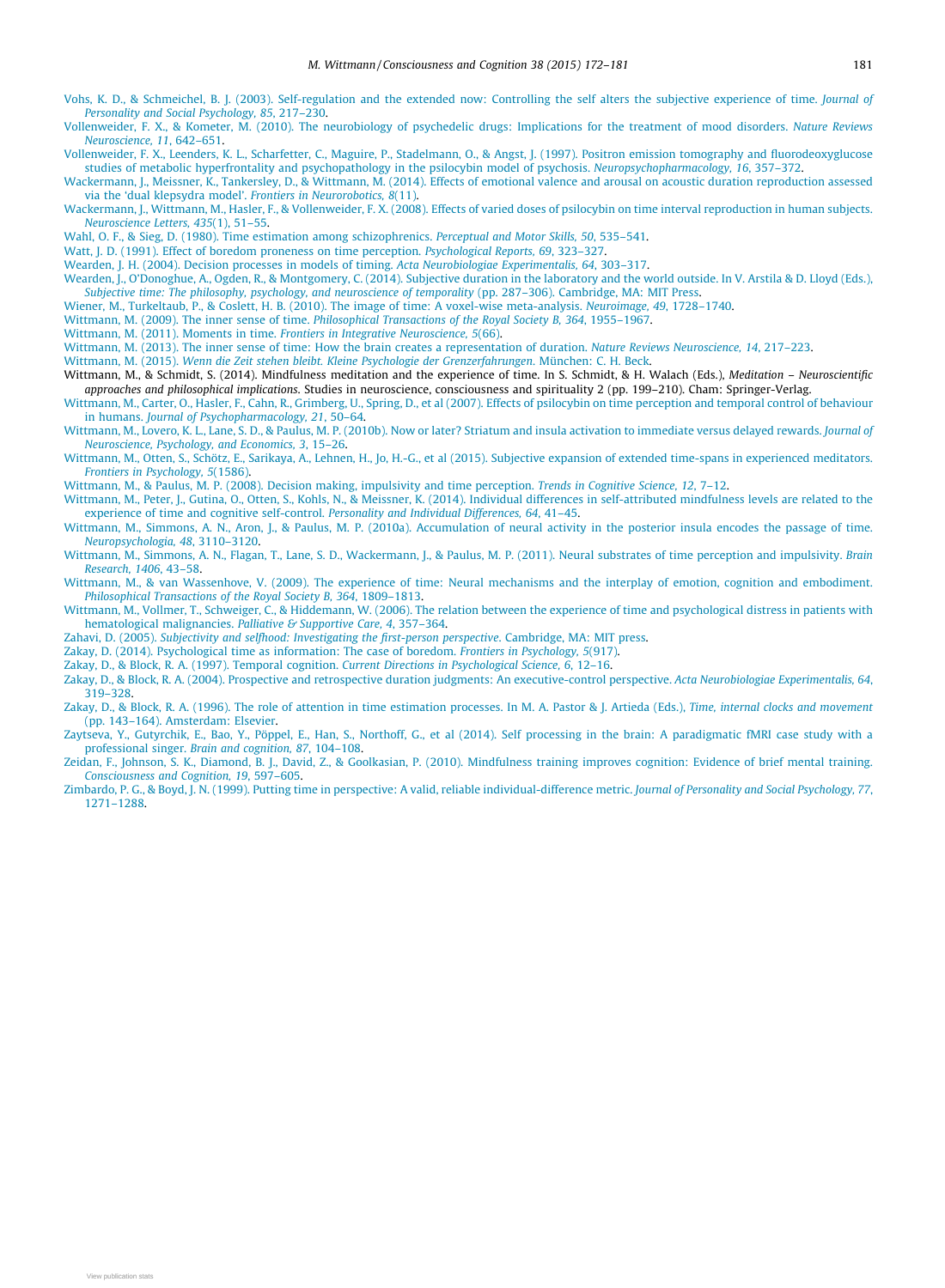Vohs, K. D., & Schmeichel, B. J. (2003). Self-regulation and the extended now: Controlling the self alters the subjective experience of time. *Journal of Personality and Social Psychology, 85*, 217–230.

Vollenweider, F. X., & Kometer, M. (2010). The neurobiology of psychedelic drugs: Implications for the treatment of mood disorders. *Nature Reviews Neuroscience, 11*, 642–651.

Vollenweider, F. X., Leenders, K. L., Scharfetter, C., Maguire, P., Stadelmann, O., & Angst, J. (1997). Positron emission tomography and fluorodeoxyglucose studies of metabolic hyperfrontality and psychopathology in the psilocybin model of psychosis. *Neuropsychopharmacology, 16*, 357–372.

Wackermann, J., Meissner, K., Tankersley, D., & Wittmann, M. (2014). Effects of emotional valence and arousal on acoustic duration reproduction assessed via the 'dual klepsydra model'. *Frontiers in Neurorobotics, 8*(11).

Wackermann, J., Wittmann, M., Hasler, F., & Vollenweider, F. X. (2008). Effects of varied doses of psilocybin on time interval reproduction in human subjects. *Neuroscience Letters, 435*(1), 51–55.

Wahl, O. F., & Sieg, D. (1980). Time estimation among schizophrenics. *Perceptual and Motor Skills, 50*, 535–541.

Watt, J. D. (1991). Effect of boredom proneness on time perception. *Psychological Reports, 69*, 323–327.

Wearden, J. H. (2004). Decision processes in models of timing. *Acta Neurobiologiae Experimentalis, 64*, 303–317.

Wearden, J., O'Donoghue, A., Ogden, R., & Montgomery, C. (2014). Subjective duration in the laboratory and the world outside. In V. Arstila & D. Lloyd (Eds.), *Subjective time: The philosophy, psychology, and neuroscience of temporality* (pp. 287–306). Cambridge, MA: MIT Press.

Wiener, M., Turkeltaub, P., & Coslett, H. B. (2010). The image of time: A voxel-wise meta-analysis. *Neuroimage, 49*, 1728–1740.

Wittmann, M. (2009). The inner sense of time. *Philosophical Transactions of the Royal Society B, 364*, 1955–1967.

Wittmann, M. (2011). Moments in time. *Frontiers in Integrative Neuroscience, 5*(66).

Wittmann, M. (2013). The inner sense of time: How the brain creates a representation of duration. *Nature Reviews Neuroscience, 14*, 217–223.

Wittmann, M. (2015). *Wenn die Zeit stehen bleibt. Kleine Psychologie der Grenzerfahrungen*. München: C. H. Beck.

Wittmann, M., & Schmidt, S. (2014). Mindfulness meditation and the experience of time. In S. Schmidt, & H. Walach (Eds.), *Meditation – Neuroscientific approaches and philosophical implications*. Studies in neuroscience, consciousness and spirituality 2 (pp. 199–210). Cham: Springer-Verlag.

Wittmann, M., Carter, O., Hasler, F., Cahn, R., Grimberg, U., Spring, D., et al (2007). Effects of psilocybin on time perception and temporal control of behaviour in humans. *Journal of Psychopharmacology, 21*, 50–64.

Wittmann, M., Lovero, K. L., Lane, S. D., & Paulus, M. P. (2010b). Now or later? Striatum and insula activation to immediate versus delayed rewards. *Journal of Neuroscience, Psychology, and Economics, 3*, 15–26.

Wittmann, M., Otten, S., Schötz, E., Sarikaya, A., Lehnen, H., Jo, H.-G., et al (2015). Subjective expansion of extended time-spans in experienced meditators. *Frontiers in Psychology, 5*(1586).

Wittmann, M., & Paulus, M. P. (2008). Decision making, impulsivity and time perception. *Trends in Cognitive Science, 12*, 7–12.

Wittmann, M., Peter, J., Gutina, O., Otten, S., Kohls, N., & Meissner, K. (2014). Individual differences in self-attributed mindfulness levels are related to the experience of time and cognitive self-control. *Personality and Individual Differences, 64*, 41–45.

Wittmann, M., Simmons, A. N., Aron, J., & Paulus, M. P. (2010a). Accumulation of neural activity in the posterior insula encodes the passage of time. *Neuropsychologia, 48*, 3110–3120.

Wittmann, M., Simmons, A. N., Flagan, T., Lane, S. D., Wackermann, J., & Paulus, M. P. (2011). Neural substrates of time perception and impulsivity. *Brain Research, 1406*, 43–58.

Wittmann, M., & van Wassenhove, V. (2009). The experience of time: Neural mechanisms and the interplay of emotion, cognition and embodiment. *Philosophical Transactions of the Royal Society B, 364*, 1809–1813.

Wittmann, M., Vollmer, T., Schweiger, C., & Hiddemann, W. (2006). The relation between the experience of time and psychological distress in patients with hematological malignancies. *Palliative & Supportive Care, 4*, 357–364.

Zahavi, D. (2005). *Subjectivity and selfhood: Investigating the first-person perspective*. Cambridge, MA: MIT press.

Zakay, D. (2014). Psychological time as information: The case of boredom. *Frontiers in Psychology, 5*(917).

Zakay, D., & Block, R. A. (1997). Temporal cognition. *Current Directions in Psychological Science, 6*, 12–16.

Zakay, D., & Block, R. A. (2004). Prospective and retrospective duration judgments: An executive-control perspective. *Acta Neurobiologiae Experimentalis, 64*, 319–328.

Zakay, D., & Block, R. A. (1996). The role of attention in time estimation processes. In M. A. Pastor & J. Artieda (Eds.), *Time, internal clocks and movement* (pp. 143–164). Amsterdam: Elsevier.

Zaytseva, Y., Gutyrchik, E., Bao, Y., Pöppel, E., Han, S., Northoff, G., et al (2014). Self processing in the brain: A paradigmatic fMRI case study with a professional singer. *Brain and cognition, 87*, 104–108.

Zeidan, F., Johnson, S. K., Diamond, B. J., David, Z., & Goolkasian, P. (2010). Mindfulness training improves cognition: Evidence of brief mental training. *Consciousness and Cognition, 19*, 597–605.

Zimbardo, P. G., & Boyd, J. N. (1999). Putting time in perspective: A valid, reliable individual-difference metric. *Journal of Personality and Social Psychology, 77*, 1271–1288.